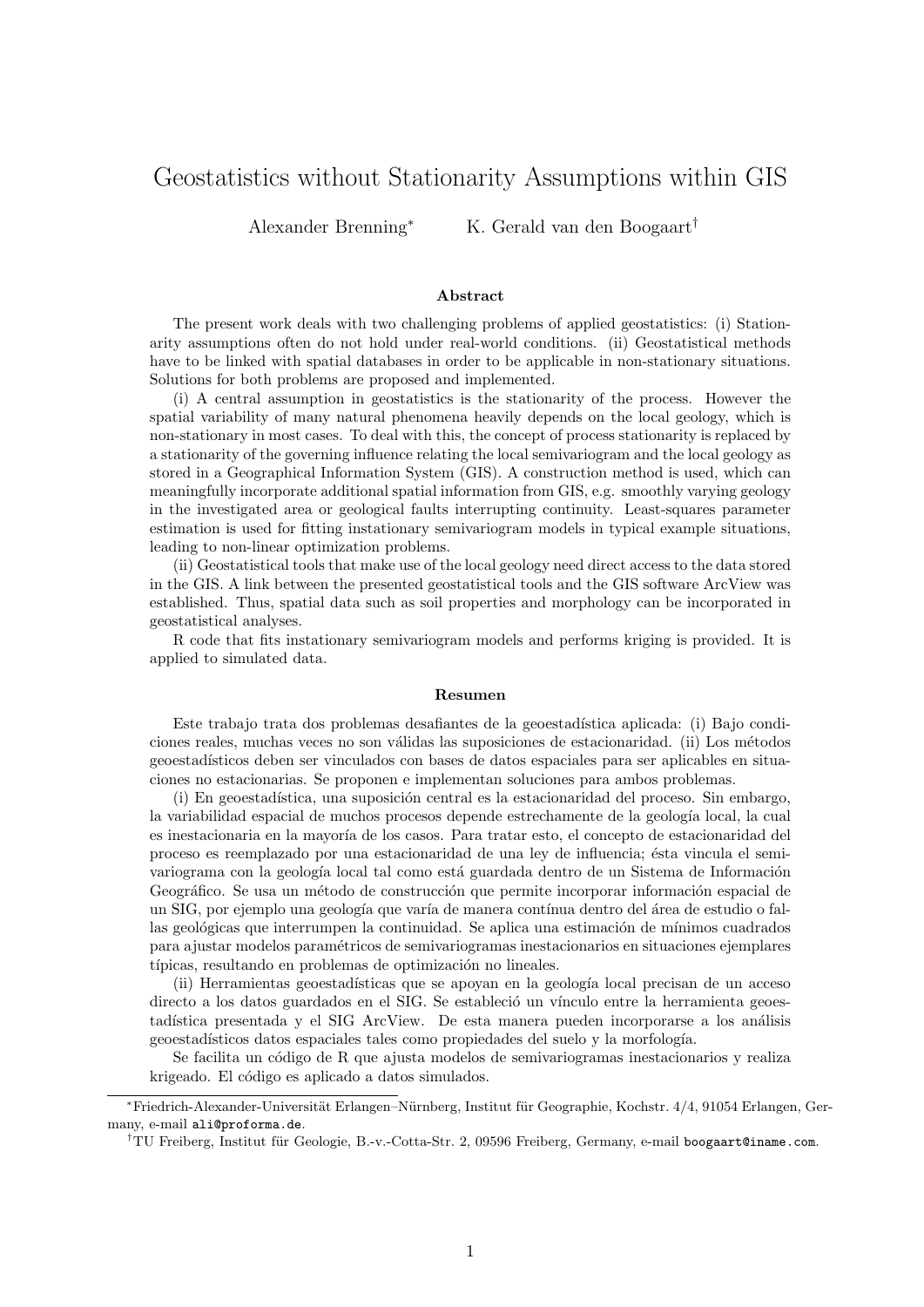# Geostatistics without Stationarity Assumptions within GIS

Alexander Brenning[*] K. Gerald van den Boogaart[†]

### Abstract

The present work deals with two challenging problems of applied geostatistics: (i) Stationarity assumptions often do not hold under real-world conditions. (ii) Geostatistical methods have to be linked with spatial databases in order to be applicable in non-stationary situations. Solutions for both problems are proposed and implemented.

(i) A central assumption in geostatistics is the stationarity of the process. However the spatial variability of many natural phenomena heavily depends on the local geology, which is non-stationary in most cases. To deal with this, the concept of process stationarity is replaced by a stationarity of the governing influence relating the local semivariogram and the local geology as stored in a Geographical Information System (GIS). A construction method is used, which can meaningfully incorporate additional spatial information from GIS, e.g. smoothly varying geology in the investigated area or geological faults interrupting continuity. Least-squares parameter estimation is used for fitting instationary semivariogram models in typical example situations, leading to non-linear optimization problems.

(ii) Geostatistical tools that make use of the local geology need direct access to the data stored in the GIS. A link between the presented geostatistical tools and the GIS software ArcView was established. Thus, spatial data such as soil properties and morphology can be incorporated in geostatistical analyses.

R code that fits instationary semivariogram models and performs kriging is provided. It is applied to simulated data.

### Resumen

Este trabajo trata dos problemas desafiantes de la geoestadística aplicada: (i) Bajo condiciones reales, muchas veces no son válidas las suposiciones de estacionaridad. (ii) Los métodos geoestadísticos deben ser vinculados con bases de datos espaciales para ser aplicables en situaciones no estacionarias. Se proponen e implementan soluciones para ambos problemas.

(i) En geoestadística, una suposición central es la estacionaridad del proceso. Sin embargo, la variabilidad espacial de muchos procesos depende estrechamente de la geología local, la cual es inestacionaria en la mayoría de los casos. Para tratar esto, el concepto de estacionaridad del proceso es reemplazado por una estacionaridad de una ley de influencia; ésta vincula el semivariograma con la geología local tal como está guardada dentro de un Sistema de Información Geográfico. Se usa un método de construcción que permite incorporar información espacial de un SIG, por ejemplo una geología que varía de manera contínua dentro del área de estudio o fallas geológicas que interrumpen la continuidad. Se aplica una estimación de mínimos cuadrados para ajustar modelos paramétricos de semivariogramas inestacionarios en situaciones ejemplares típicas, resultando en problemas de optimización no lineales.

(ii) Herramientas geoestadísticas que se apoyan en la geología local precisan de un acceso directo a los datos guardados en el SIG. Se estableció un vínculo entre la herramienta geoestadística presentada y el SIG ArcView. De esta manera pueden incorporarse a los análisis geoestadísticos datos espaciales tales como propiedades del suelo y la morfología.

Se facilita un código de R que ajusta modelos de semivariogramas inestacionarios y realiza krigeado. El código es aplicado a datos simulados.

---

[*] Friedrich-Alexander-Universität Erlangen–Nürnberg, Institut für Geographie, Kochstr. 4/4, 91054 Erlangen, Germany, e-mail ali@proforma.de.

[†] TU Freiberg, Institut für Geologie, B.-v.-Cotta-Str. 2, 09596 Freiberg, Germany, e-mail boogaart@iname.com.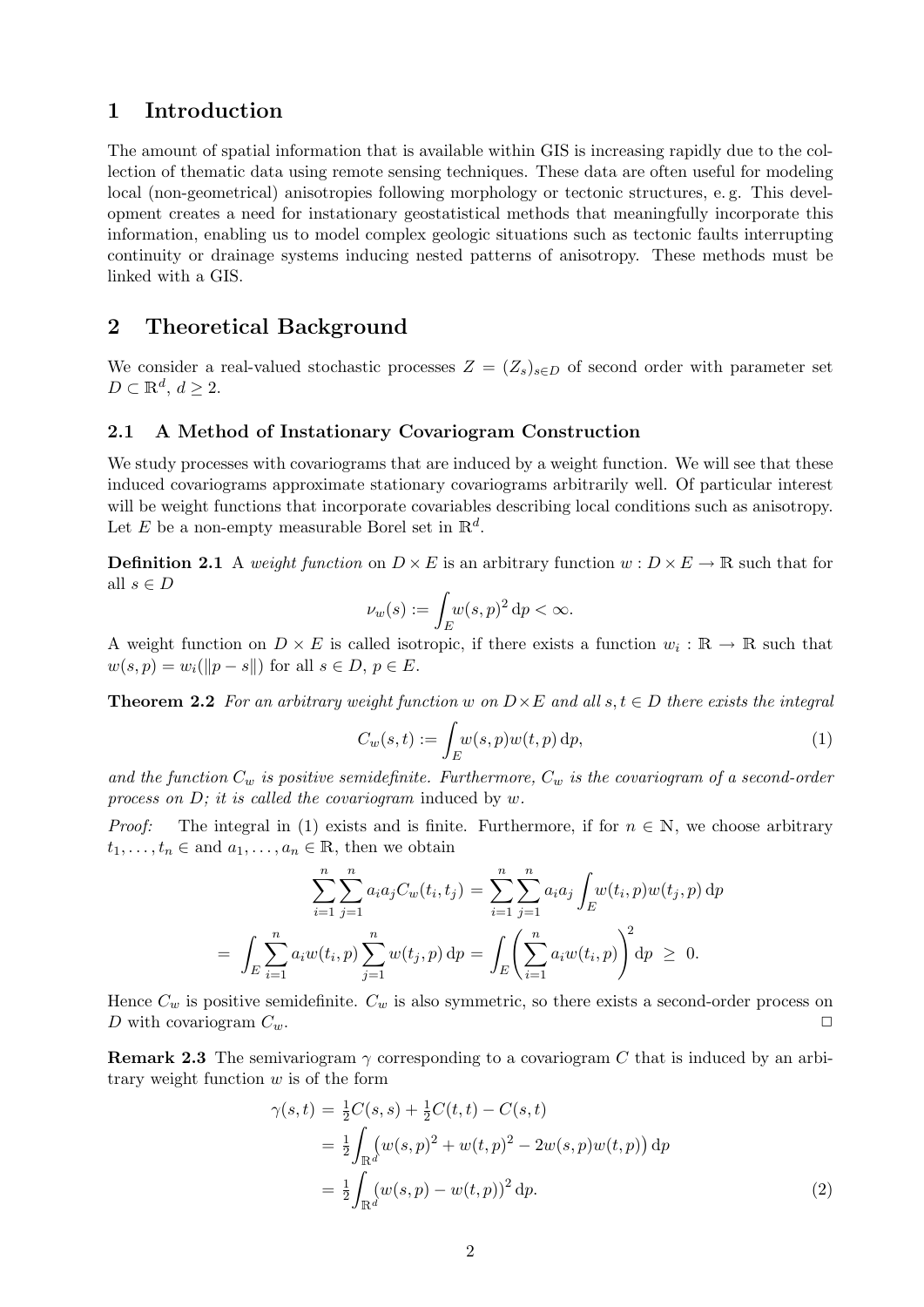# 1 Introduction

The amount of spatial information that is available within GIS is increasing rapidly due to the collection of thematic data using remote sensing techniques. These data are often useful for modeling local (non-geometrical) anisotropies following morphology or tectonic structures, e. g. This development creates a need for instationary geostatistical methods that meaningfully incorporate this information, enabling us to model complex geologic situations such as tectonic faults interrupting continuity or drainage systems inducing nested patterns of anisotropy. These methods must be linked with a GIS.

# 2 Theoretical Background

We consider a real-valued stochastic processes $Z = (Z_s)_{s \in D}$ of second order with parameter set $D \subset \mathbb{R}^d$, $d \geq 2$.

## 2.1 A Method of Instationary Covariogram Construction

We study processes with covariograms that are induced by a weight function. We will see that these induced covariograms approximate stationary covariograms arbitrarily well. Of particular interest will be weight functions that incorporate covariables describing local conditions such as anisotropy. Let $E$ be a non-empty measurable Borel set in $\mathbb{R}^d$.

**Definition 2.1** A *weight function* on $D \times E$ is an arbitrary function $w : D \times E \to \mathbb{R}$ such that for all $s \in D$

$$\nu_w(s) := \int_E w(s,p)^2 \,\mathrm{d}p < \infty.$$

A weight function on $D \times E$ is called isotropic, if there exists a function $w_i : \mathbb{R} \to \mathbb{R}$ such that $w(s,p) = w_i(\|p - s\|)$ for all $s \in D$, $p \in E$.

**Theorem 2.2** *For an arbitrary weight function $w$ on $D \times E$ and all $s, t \in D$ there exists the integral*

$$C_w(s,t) := \int_E w(s,p) w(t,p) \,\mathrm{d}p, \tag{1}$$

*and the function $C_w$ is positive semidefinite. Furthermore, $C_w$ is the covariogram of a second-order process on $D$; it is called the covariogram* induced by $w$.

*Proof:* The integral in (1) exists and is finite. Furthermore, if for $n \in \mathbb{N}$, we choose arbitrary $t_1, \ldots, t_n \in$ and $a_1, \ldots, a_n \in \mathbb{R}$, then we obtain

$$\sum_{i=1}^{n} \sum_{j=1}^{n} a_i a_j C_w(t_i, t_j) = \sum_{i=1}^{n} \sum_{j=1}^{n} a_i a_j \int_E w(t_i,p) w(t_j,p) \,\mathrm{d}p$$

$$= \int_E \sum_{i=1}^{n} a_i w(t_i,p) \sum_{j=1}^{n} w(t_j,p) \,\mathrm{d}p = \int_E \left( \sum_{i=1}^{n} a_i w(t_i,p) \right)^2 \mathrm{d}p \;\geq\; 0.$$

Hence $C_w$ is positive semidefinite. $C_w$ is also symmetric, so there exists a second-order process on $D$ with covariogram $C_w$. $\square$

**Remark 2.3** The semivariogram $\gamma$ corresponding to a covariogram $C$ that is induced by an arbitrary weight function $w$ is of the form

$$\begin{aligned}
\gamma(s,t) &= \tfrac{1}{2} C(s,s) + \tfrac{1}{2} C(t,t) - C(s,t) \\
&= \tfrac{1}{2} \int_{\mathbb{R}^d} \big( w(s,p)^2 + w(t,p)^2 - 2 w(s,p) w(t,p) \big) \,\mathrm{d}p \\
&= \tfrac{1}{2} \int_{\mathbb{R}^d} \big( w(s,p) - w(t,p) \big)^2 \,\mathrm{d}p.
\end{aligned} \tag{2}$$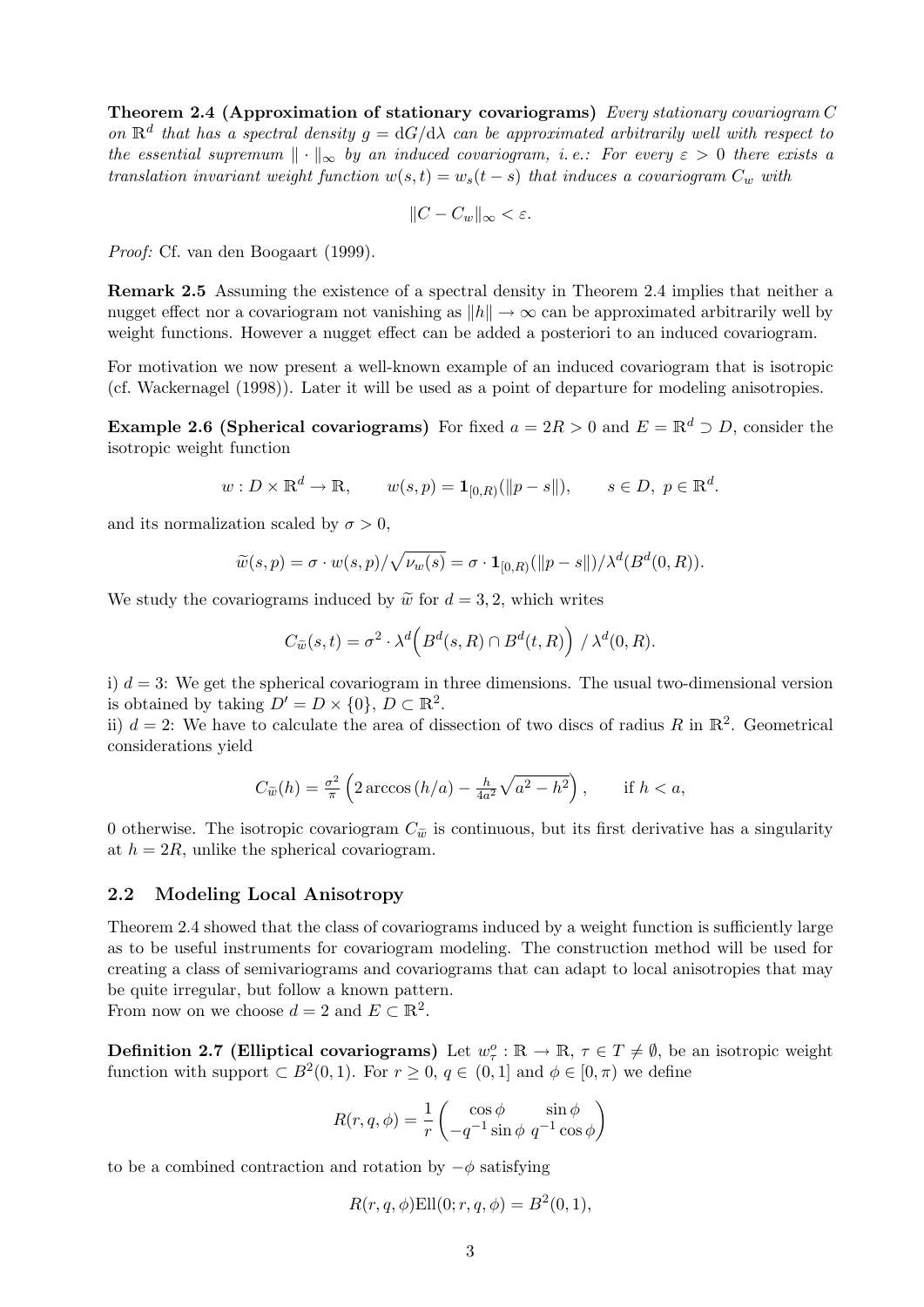**Theorem 2.4 (Approximation of stationary covariograms)** *Every stationary covariogram $C$ on $\mathbb{R}^d$ that has a spectral density $g = \mathrm{d}G/\mathrm{d}\lambda$ can be approximated arbitrarily well with respect to the essential supremum $\|\cdot\|_\infty$ by an induced covariogram, i. e.: For every $\varepsilon > 0$ there exists a translation invariant weight function $w(s,t) = w_s(t-s)$ that induces a covariogram $C_w$ with*

$$\|C - C_w\|_\infty < \varepsilon.$$

*Proof:* Cf. van den Boogaart (1999).

**Remark 2.5** Assuming the existence of a spectral density in Theorem 2.4 implies that neither a nugget effect nor a covariogram not vanishing as $\|h\| \to \infty$ can be approximated arbitrarily well by weight functions. However a nugget effect can be added a posteriori to an induced covariogram.

For motivation we now present a well-known example of an induced covariogram that is isotropic (cf. Wackernagel (1998)). Later it will be used as a point of departure for modeling anisotropies.

**Example 2.6 (Spherical covariograms)** For fixed $a = 2R > 0$ and $E = \mathbb{R}^d \supset D$, consider the isotropic weight function

$$w : D \times \mathbb{R}^d \to \mathbb{R}, \qquad w(s,p) = \mathbf{1}_{[0,R)}(\|p - s\|), \qquad s \in D,\ p \in \mathbb{R}^d.$$

and its normalization scaled by $\sigma > 0$,

$$\widetilde{w}(s,p) = \sigma \cdot w(s,p)/\sqrt{\nu_w(s)} = \sigma \cdot \mathbf{1}_{[0,R)}(\|p - s\|)/\lambda^d(B^d(0,R)).$$

We study the covariograms induced by $\widetilde{w}$ for $d = 3, 2$, which writes

$$C_{\widetilde{w}}(s,t) = \sigma^2 \cdot \lambda^d\Big(B^d(s,R) \cap B^d(t,R)\Big) \ / \ \lambda^d(0,R).$$

i) $d = 3$: We get the spherical covariogram in three dimensions. The usual two-dimensional version is obtained by taking $D' = D \times \{0\}$, $D \subset \mathbb{R}^2$.
ii) $d = 2$: We have to calculate the area of dissection of two discs of radius $R$ in $\mathbb{R}^2$. Geometrical considerations yield

$$C_{\widetilde{w}}(h) = \tfrac{\sigma^2}{\pi}\left(2\arccos\left(h/a\right) - \tfrac{h}{4a^2}\sqrt{a^2 - h^2}\right), \qquad \text{if } h < a,$$

0 otherwise. The isotropic covariogram $C_{\widetilde{w}}$ is continuous, but its first derivative has a singularity at $h = 2R$, unlike the spherical covariogram.

## 2.2 Modeling Local Anisotropy

Theorem 2.4 showed that the class of covariograms induced by a weight function is sufficiently large as to be useful instruments for covariogram modeling. The construction method will be used for creating a class of semivariograms and covariograms that can adapt to local anisotropies that may be quite irregular, but follow a known pattern.
From now on we choose $d = 2$ and $E \subset \mathbb{R}^2$.

**Definition 2.7 (Elliptical covariograms)** Let $w^o_\tau : \mathbb{R} \to \mathbb{R}$, $\tau \in T \neq \emptyset$, be an isotropic weight function with support $\subset B^2(0,1)$. For $r \geq 0$, $q \in (0,1]$ and $\phi \in [0,\pi)$ we define

$$R(r,q,\phi) = \frac{1}{r}\begin{pmatrix} \cos\phi & \sin\phi \\ -q^{-1}\sin\phi & q^{-1}\cos\phi \end{pmatrix}$$

to be a combined contraction and rotation by $-\phi$ satisfying

$$R(r,q,\phi)\mathrm{Ell}(0;r,q,\phi) = B^2(0,1),$$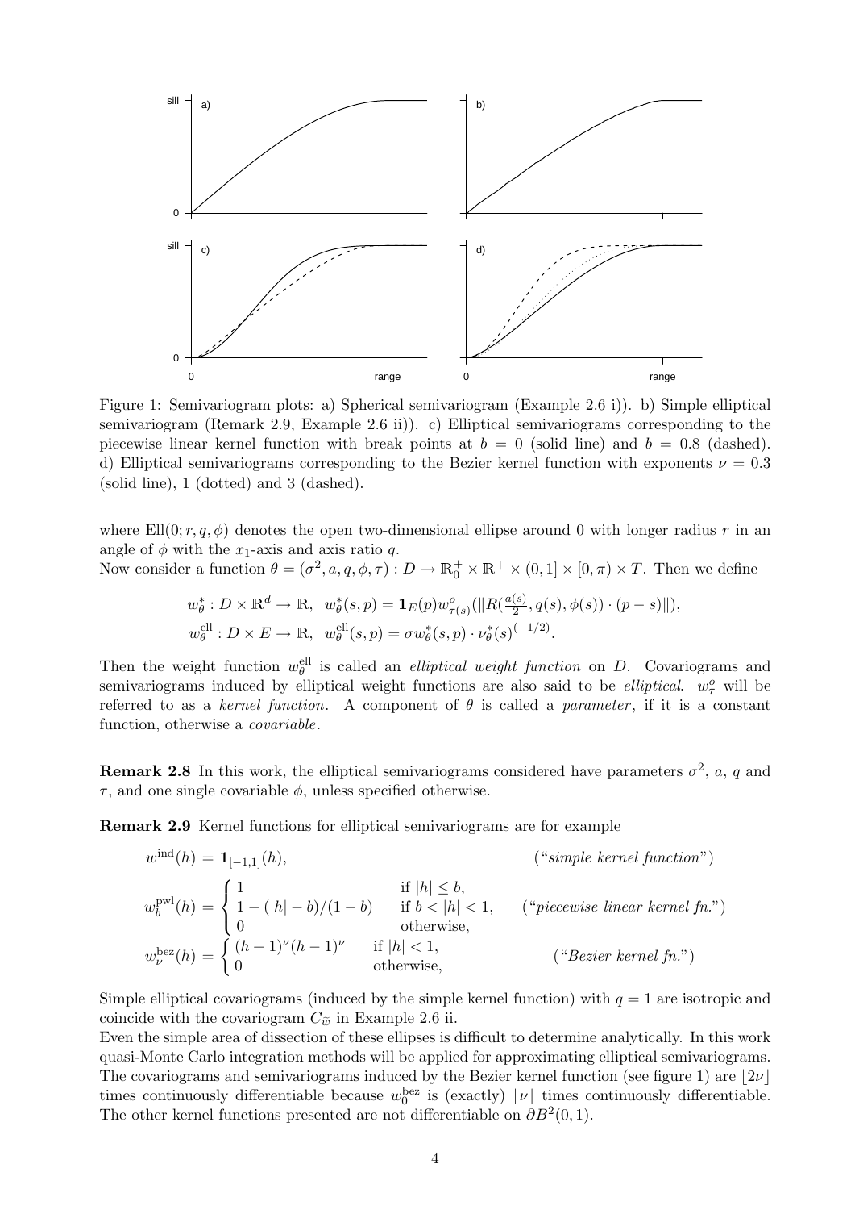sill
a)
0
b)
sill
c)
0
0
range
d)
0
range

Figure 1: Semivariogram plots: a) Spherical semivariogram (Example 2.6 i)). b) Simple elliptical semivariogram (Remark 2.9, Example 2.6 ii)). c) Elliptical semivariograms corresponding to the piecewise linear kernel function with break points at $b = 0$ (solid line) and $b = 0.8$ (dashed). d) Elliptical semivariograms corresponding to the Bezier kernel function with exponents $\nu = 0.3$ (solid line), 1 (dotted) and 3 (dashed).

where $\mathrm{Ell}(0; r, q, \phi)$ denotes the open two-dimensional ellipse around 0 with longer radius $r$ in an angle of $\phi$ with the $x_1$-axis and axis ratio $q$.
Now consider a function $\theta = (\sigma^2, a, q, \phi, \tau) : D \to \mathbb{R}_0^+ \times \mathbb{R}^+ \times (0, 1] \times [0, \pi) \times T$. Then we define

$$w_\theta^* : D \times \mathbb{R}^d \to \mathbb{R}, \;\; w_\theta^*(s, p) = \mathbf{1}_E(p) w^o_{\tau(s)}(\|R(\tfrac{a(s)}{2}, q(s), \phi(s)) \cdot (p - s)\|),$$
$$w_\theta^{\mathrm{ell}} : D \times E \to \mathbb{R}, \;\; w_\theta^{\mathrm{ell}}(s, p) = \sigma w_\theta^*(s, p) \cdot \nu_\theta^*(s)^{(-1/2)}.$$

Then the weight function $w_\theta^{\mathrm{ell}}$ is called an *elliptical weight function* on $D$. Covariograms and semivariograms induced by elliptical weight functions are also said to be *elliptical*. $w_\tau^o$ will be referred to as a *kernel function*. A component of $\theta$ is called a *parameter*, if it is a constant function, otherwise a *covariable*.

**Remark 2.8** In this work, the elliptical semivariograms considered have parameters $\sigma^2$, $a$, $q$ and $\tau$, and one single covariable $\phi$, unless specified otherwise.

**Remark 2.9** Kernel functions for elliptical semivariograms are for example

$$w^{\mathrm{ind}}(h) = \mathbf{1}_{[-1,1]}(h), \qquad \text{(“\textit{simple kernel function}”)}$$

$$w_b^{\mathrm{pwl}}(h) = \begin{cases} 1 & \text{if } |h| \le b, \\ 1 - (|h| - b)/(1 - b) & \text{if } b < |h| < 1, \\ 0 & \text{otherwise,} \end{cases} \qquad \text{(“\textit{piecewise linear kernel fn.}”)}$$

$$w_\nu^{\mathrm{bez}}(h) = \begin{cases} (h + 1)^\nu (h - 1)^\nu & \text{if } |h| < 1, \\ 0 & \text{otherwise,} \end{cases} \qquad \text{(“\textit{Bezier kernel fn.}”)}$$

Simple elliptical covariograms (induced by the simple kernel function) with $q = 1$ are isotropic and coincide with the covariogram $C_{\bar{w}}$ in Example 2.6 ii.
Even the simple area of dissection of these ellipses is difficult to determine analytically. In this work quasi-Monte Carlo integration methods will be applied for approximating elliptical semivariograms. The covariograms and semivariograms induced by the Bezier kernel function (see figure 1) are $\lfloor 2\nu \rfloor$ times continuously differentiable because $w_0^{\mathrm{bez}}$ is (exactly) $\lfloor \nu \rfloor$ times continuously differentiable. The other kernel functions presented are not differentiable on $\partial B^2(0, 1)$.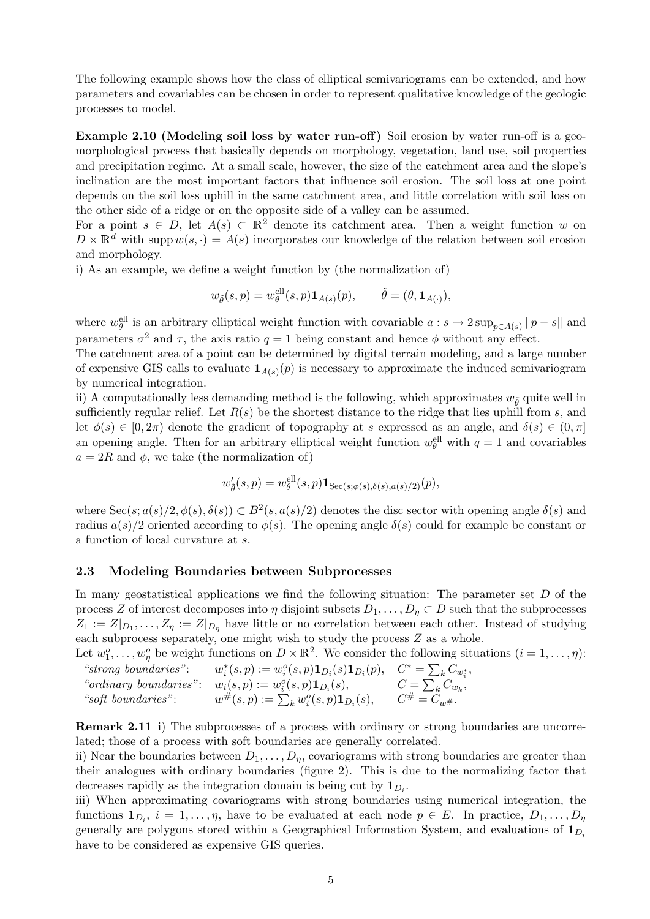The following example shows how the class of elliptical semivariograms can be extended, and how parameters and covariables can be chosen in order to represent qualitative knowledge of the geologic processes to model.

**Example 2.10 (Modeling soil loss by water run-off)** Soil erosion by water run-off is a geomorphological process that basically depends on morphology, vegetation, land use, soil properties and precipitation regime. At a small scale, however, the size of the catchment area and the slope's inclination are the most important factors that influence soil erosion. The soil loss at one point depends on the soil loss uphill in the same catchment area, and little correlation with soil loss on the other side of a ridge or on the opposite side of a valley can be assumed.
For a point $s \in D$, let $A(s) \subset \mathbb{R}^2$ denote its catchment area. Then a weight function $w$ on $D \times \mathbb{R}^d$ with $\operatorname{supp} w(s, \cdot) = A(s)$ incorporates our knowledge of the relation between soil erosion and morphology.
i) As an example, we define a weight function by (the normalization of)

$$w_{\tilde{\theta}}(s,p) = w_{\theta}^{\text{ell}}(s,p)\mathbf{1}_{A(s)}(p), \qquad \tilde{\theta} = (\theta, \mathbf{1}_{A(\cdot)}),$$

where $w_{\theta}^{\text{ell}}$ is an arbitrary elliptical weight function with covariable $a : s \mapsto 2\sup_{p \in A(s)} \|p - s\|$ and parameters $\sigma^2$ and $\tau$, the axis ratio $q = 1$ being constant and hence $\phi$ without any effect.
The catchment area of a point can be determined by digital terrain modeling, and a large number of expensive GIS calls to evaluate $\mathbf{1}_{A(s)}(p)$ is necessary to approximate the induced semivariogram by numerical integration.
ii) A computationally less demanding method is the following, which approximates $w_{\tilde{\theta}}$ quite well in sufficiently regular relief. Let $R(s)$ be the shortest distance to the ridge that lies uphill from $s$, and let $\phi(s) \in [0, 2\pi)$ denote the gradient of topography at $s$ expressed as an angle, and $\delta(s) \in (0, \pi]$ an opening angle. Then for an arbitrary elliptical weight function $w_{\theta}^{\text{ell}}$ with $q = 1$ and covariables $a = 2R$ and $\phi$, we take (the normalization of)

$$w'_{\tilde{\theta}}(s,p) = w_{\theta}^{\text{ell}}(s,p)\mathbf{1}_{\text{Sec}(s;\phi(s),\delta(s),a(s)/2)}(p),$$

where $\text{Sec}(s; a(s)/2, \phi(s), \delta(s)) \subset B^2(s, a(s)/2)$ denotes the disc sector with opening angle $\delta(s)$ and radius $a(s)/2$ oriented according to $\phi(s)$. The opening angle $\delta(s)$ could for example be constant or a function of local curvature at $s$.

## 2.3 Modeling Boundaries between Subprocesses

In many geostatistical applications we find the following situation: The parameter set $D$ of the process $Z$ of interest decomposes into $\eta$ disjoint subsets $D_1, \ldots, D_\eta \subset D$ such that the subprocesses $Z_1 := Z|_{D_1}, \ldots, Z_\eta := Z|_{D_\eta}$ have little or no correlation between each other. Instead of studying each subprocess separately, one might wish to study the process $Z$ as a whole.
Let $w_1^o, \ldots, w_\eta^o$ be weight functions on $D \times \mathbb{R}^2$. We consider the following situations ($i = 1, \ldots, \eta$):

| | | |
|---|---|---|
| *"strong boundaries"*: | $w_i^*(s,p) := w_i^o(s,p)\mathbf{1}_{D_i}(s)\mathbf{1}_{D_i}(p)$, | $C^* = \sum_k C_{w_k^*}$, |
| *"ordinary boundaries"*: | $w_i(s,p) := w_i^o(s,p)\mathbf{1}_{D_i}(s)$, | $C = \sum_k C_{w_k}$, |
| *"soft boundaries"*: | $w^\#(s,p) := \sum_k w_i^o(s,p)\mathbf{1}_{D_i}(s)$, | $C^\# = C_{w^\#}$. |

**Remark 2.11** i) The subprocesses of a process with ordinary or strong boundaries are uncorrelated; those of a process with soft boundaries are generally correlated.
ii) Near the boundaries between $D_1, \ldots, D_\eta$, covariograms with strong boundaries are greater than their analogues with ordinary boundaries (figure 2). This is due to the normalizing factor that decreases rapidly as the integration domain is being cut by $\mathbf{1}_{D_i}$.
iii) When approximating covariograms with strong boundaries using numerical integration, the functions $\mathbf{1}_{D_i}$, $i = 1, \ldots, \eta$, have to be evaluated at each node $p \in E$. In practice, $D_1, \ldots, D_\eta$ generally are polygons stored within a Geographical Information System, and evaluations of $\mathbf{1}_{D_i}$ have to be considered as expensive GIS queries.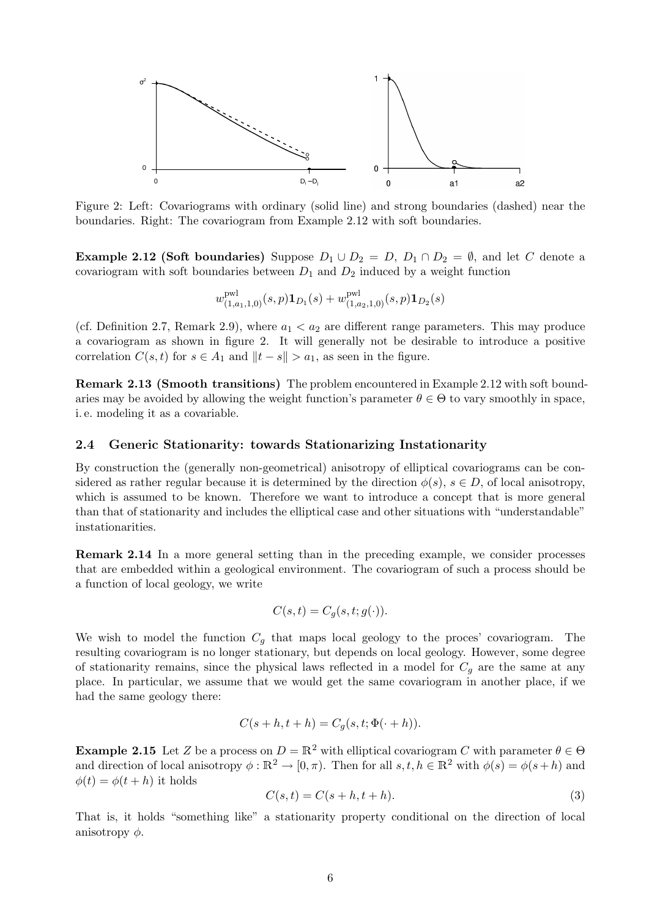σ²

0

0

$D_i - D_j$

1

0

0

a1

a2

Figure 2: Left: Covariograms with ordinary (solid line) and strong boundaries (dashed) near the boundaries. Right: The covariogram from Example 2.12 with soft boundaries.

**Example 2.12 (Soft boundaries)** Suppose $D_1 \cup D_2 = D$, $D_1 \cap D_2 = \emptyset$, and let $C$ denote a covariogram with soft boundaries between $D_1$ and $D_2$ induced by a weight function

$$w^{\text{pwl}}_{(1,a_1,1,0)}(s,p)\mathbf{1}_{D_1}(s) + w^{\text{pwl}}_{(1,a_2,1,0)}(s,p)\mathbf{1}_{D_2}(s)$$

(cf. Definition 2.7, Remark 2.9), where $a_1 < a_2$ are different range parameters. This may produce a covariogram as shown in figure 2. It will generally not be desirable to introduce a positive correlation $C(s,t)$ for $s \in A_1$ and $\|t - s\| > a_1$, as seen in the figure.

**Remark 2.13 (Smooth transitions)** The problem encountered in Example 2.12 with soft boundaries may be avoided by allowing the weight function's parameter $\theta \in \Theta$ to vary smoothly in space, i. e. modeling it as a covariable.

## 2.4 Generic Stationarity: towards Stationarizing Instationarity

By construction the (generally non-geometrical) anisotropy of elliptical covariograms can be considered as rather regular because it is determined by the direction $\phi(s)$, $s \in D$, of local anisotropy, which is assumed to be known. Therefore we want to introduce a concept that is more general than that of stationarity and includes the elliptical case and other situations with "understandable" instationarities.

**Remark 2.14** In a more general setting than in the preceding example, we consider processes that are embedded within a geological environment. The covariogram of such a process should be a function of local geology, we write

$$C(s,t) = C_g(s,t;g(\cdot)).$$

We wish to model the function $C_g$ that maps local geology to the proces' covariogram. The resulting covariogram is no longer stationary, but depends on local geology. However, some degree of stationarity remains, since the physical laws reflected in a model for $C_g$ are the same at any place. In particular, we assume that we would get the same covariogram in another place, if we had the same geology there:

$$C(s+h,t+h) = C_g(s,t;\Phi(\cdot+h)).$$

**Example 2.15** Let $Z$ be a process on $D = \mathbb{R}^2$ with elliptical covariogram $C$ with parameter $\theta \in \Theta$ and direction of local anisotropy $\phi : \mathbb{R}^2 \to [0,\pi)$. Then for all $s,t,h \in \mathbb{R}^2$ with $\phi(s) = \phi(s+h)$ and $\phi(t) = \phi(t+h)$ it holds

$$C(s,t) = C(s+h,t+h). \tag{3}$$

That is, it holds "something like" a stationarity property conditional on the direction of local anisotropy $\phi$.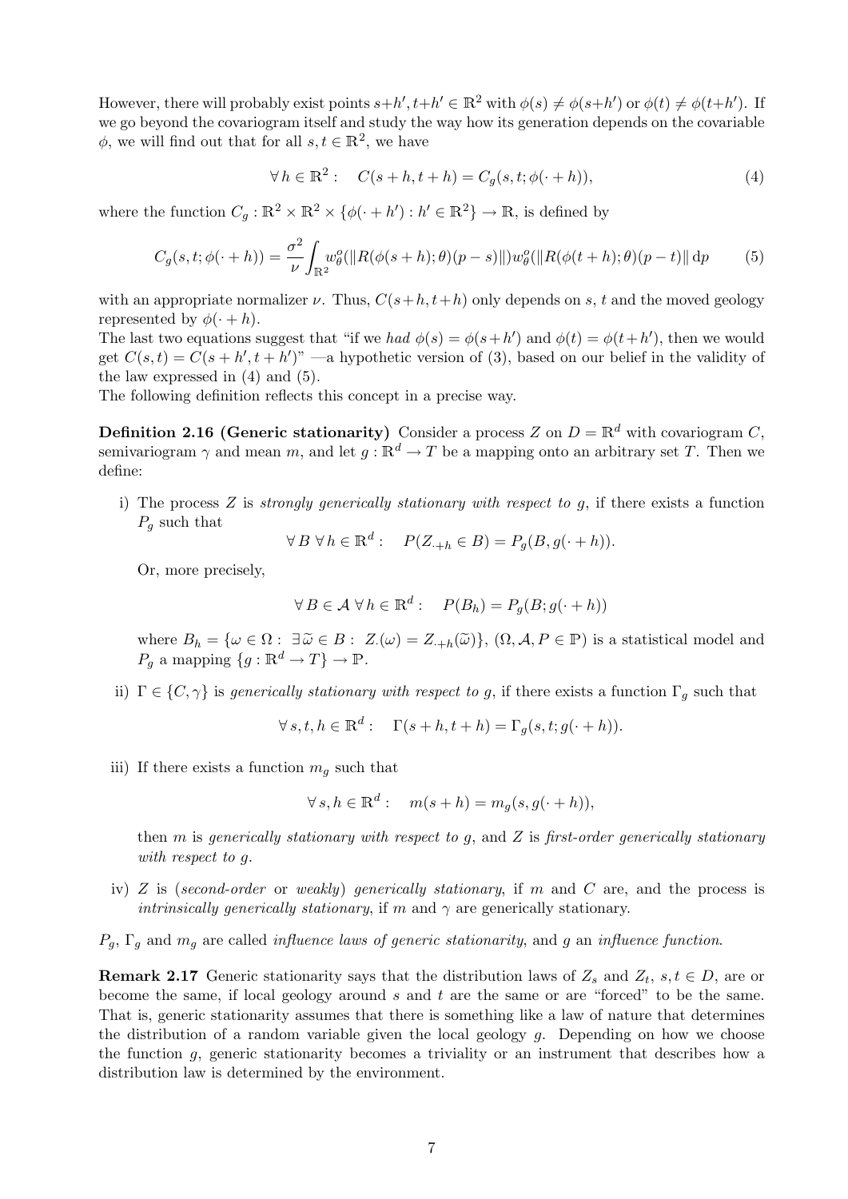However, there will probably exist points $s+h', t+h' \in \mathbb{R}^2$ with $\phi(s) \neq \phi(s+h')$ or $\phi(t) \neq \phi(t+h')$. If we go beyond the covariogram itself and study the way how its generation depends on the covariable $\phi$, we will find out that for all $s, t \in \mathbb{R}^2$, we have

$$\forall\, h \in \mathbb{R}^2 : \quad C(s+h, t+h) = C_g(s, t; \phi(\cdot + h)), \tag{4}$$

where the function $C_g : \mathbb{R}^2 \times \mathbb{R}^2 \times \{\phi(\cdot + h') : h' \in \mathbb{R}^2\} \to \mathbb{R}$, is defined by

$$C_g(s, t; \phi(\cdot + h)) = \frac{\sigma^2}{\nu} \int_{\mathbb{R}^2} w^o_\theta(\|R(\phi(s+h); \theta)(p - s)\|) w^o_\theta(\|R(\phi(t+h); \theta)(p - t)\| \, \mathrm{d}p \tag{5}$$

with an appropriate normalizer $\nu$. Thus, $C(s+h, t+h)$ only depends on $s$, $t$ and the moved geology represented by $\phi(\cdot + h)$.

The last two equations suggest that "if we *had* $\phi(s) = \phi(s+h')$ and $\phi(t) = \phi(t+h')$, then we would get $C(s,t) = C(s+h', t+h')$" —a hypothetic version of (3), based on our belief in the validity of the law expressed in (4) and (5).

The following definition reflects this concept in a precise way.

**Definition 2.16 (Generic stationarity)** Consider a process $Z$ on $D = \mathbb{R}^d$ with covariogram $C$, semivariogram $\gamma$ and mean $m$, and let $g : \mathbb{R}^d \to T$ be a mapping onto an arbitrary set $T$. Then we define:

i) The process $Z$ is *strongly generically stationary with respect to* $g$, if there exists a function $P_g$ such that

$$\forall\, B \;\forall\, h \in \mathbb{R}^d : \quad P(Z_{\cdot+h} \in B) = P_g(B, g(\cdot + h)).$$

Or, more precisely,

$$\forall\, B \in \mathcal{A} \;\forall\, h \in \mathbb{R}^d : \quad P(B_h) = P_g(B; g(\cdot + h))$$

where $B_h = \{\omega \in \Omega : \; \exists \widetilde{\omega} \in B : \; Z_\cdot(\omega) = Z_{\cdot+h}(\widetilde{\omega})\}$, $(\Omega, \mathcal{A}, P \in \mathbb{P})$ is a statistical model and $P_g$ a mapping $\{g : \mathbb{R}^d \to T\} \to \mathbb{P}$.

ii) $\Gamma \in \{C, \gamma\}$ is *generically stationary with respect to* $g$, if there exists a function $\Gamma_g$ such that

$$\forall\, s, t, h \in \mathbb{R}^d : \quad \Gamma(s+h, t+h) = \Gamma_g(s, t; g(\cdot + h)).$$

iii) If there exists a function $m_g$ such that

$$\forall\, s, h \in \mathbb{R}^d : \quad m(s+h) = m_g(s, g(\cdot + h)),$$

then $m$ is *generically stationary with respect to* $g$, and $Z$ is *first-order generically stationary with respect to* $g$.

iv) $Z$ is (*second-order* or *weakly*) *generically stationary*, if $m$ and $C$ are, and the process is *intrinsically generically stationary*, if $m$ and $\gamma$ are generically stationary.

$P_g$, $\Gamma_g$ and $m_g$ are called *influence laws of generic stationarity*, and $g$ an *influence function*.

**Remark 2.17** Generic stationarity says that the distribution laws of $Z_s$ and $Z_t$, $s, t \in D$, are or become the same, if local geology around $s$ and $t$ are the same or are "forced" to be the same. That is, generic stationarity assumes that there is something like a law of nature that determines the distribution of a random variable given the local geology $g$. Depending on how we choose the function $g$, generic stationarity becomes a triviality or an instrument that describes how a distribution law is determined by the environment.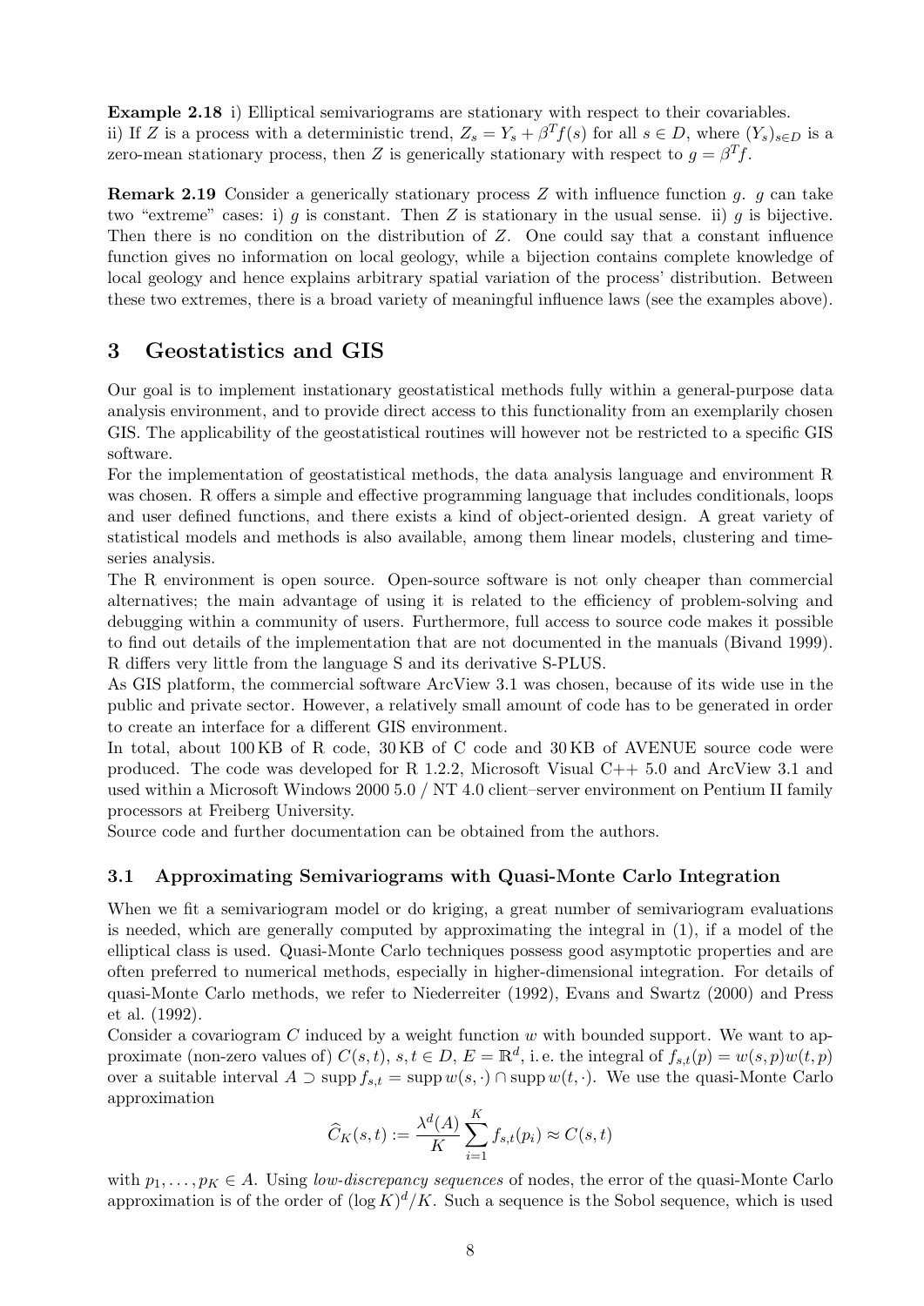**Example 2.18** i) Elliptical semivariograms are stationary with respect to their covariables.
ii) If $Z$ is a process with a deterministic trend, $Z_s = Y_s + \beta^T f(s)$ for all $s \in D$, where $(Y_s)_{s \in D}$ is a zero-mean stationary process, then $Z$ is generically stationary with respect to $g = \beta^T f$.

**Remark 2.19** Consider a generically stationary process $Z$ with influence function $g$. $g$ can take two "extreme" cases: i) $g$ is constant. Then $Z$ is stationary in the usual sense. ii) $g$ is bijective. Then there is no condition on the distribution of $Z$. One could say that a constant influence function gives no information on local geology, while a bijection contains complete knowledge of local geology and hence explains arbitrary spatial variation of the process' distribution. Between these two extremes, there is a broad variety of meaningful influence laws (see the examples above).

## 3 Geostatistics and GIS

Our goal is to implement instationary geostatistical methods fully within a general-purpose data analysis environment, and to provide direct access to this functionality from an exemplarily chosen GIS. The applicability of the geostatistical routines will however not be restricted to a specific GIS software.

For the implementation of geostatistical methods, the data analysis language and environment R was chosen. R offers a simple and effective programming language that includes conditionals, loops and user defined functions, and there exists a kind of object-oriented design. A great variety of statistical models and methods is also available, among them linear models, clustering and time-series analysis.

The R environment is open source. Open-source software is not only cheaper than commercial alternatives; the main advantage of using it is related to the efficiency of problem-solving and debugging within a community of users. Furthermore, full access to source code makes it possible to find out details of the implementation that are not documented in the manuals (Bivand 1999). R differs very little from the language S and its derivative S-PLUS.

As GIS platform, the commercial software ArcView 3.1 was chosen, because of its wide use in the public and private sector. However, a relatively small amount of code has to be generated in order to create an interface for a different GIS environment.

In total, about 100 KB of R code, 30 KB of C code and 30 KB of AVENUE source code were produced. The code was developed for R 1.2.2, Microsoft Visual C++ 5.0 and ArcView 3.1 and used within a Microsoft Windows 2000 5.0 / NT 4.0 client–server environment on Pentium II family processors at Freiberg University.

Source code and further documentation can be obtained from the authors.

### 3.1 Approximating Semivariograms with Quasi-Monte Carlo Integration

When we fit a semivariogram model or do kriging, a great number of semivariogram evaluations is needed, which are generally computed by approximating the integral in (1), if a model of the elliptical class is used. Quasi-Monte Carlo techniques possess good asymptotic properties and are often preferred to numerical methods, especially in higher-dimensional integration. For details of quasi-Monte Carlo methods, we refer to Niederreiter (1992), Evans and Swartz (2000) and Press et al. (1992).

Consider a covariogram $C$ induced by a weight function $w$ with bounded support. We want to approximate (non-zero values of) $C(s,t)$, $s,t \in D$, $E = \mathbb{R}^d$, i. e. the integral of $f_{s,t}(p) = w(s,p)w(t,p)$ over a suitable interval $A \supset \operatorname{supp} f_{s,t} = \operatorname{supp} w(s,\cdot) \cap \operatorname{supp} w(t,\cdot)$. We use the quasi-Monte Carlo approximation

$$\widehat{C}_K(s,t) := \frac{\lambda^d(A)}{K} \sum_{i=1}^{K} f_{s,t}(p_i) \approx C(s,t)$$

with $p_1, \ldots, p_K \in A$. Using *low-discrepancy sequences* of nodes, the error of the quasi-Monte Carlo approximation is of the order of $(\log K)^d / K$. Such a sequence is the Sobol sequence, which is used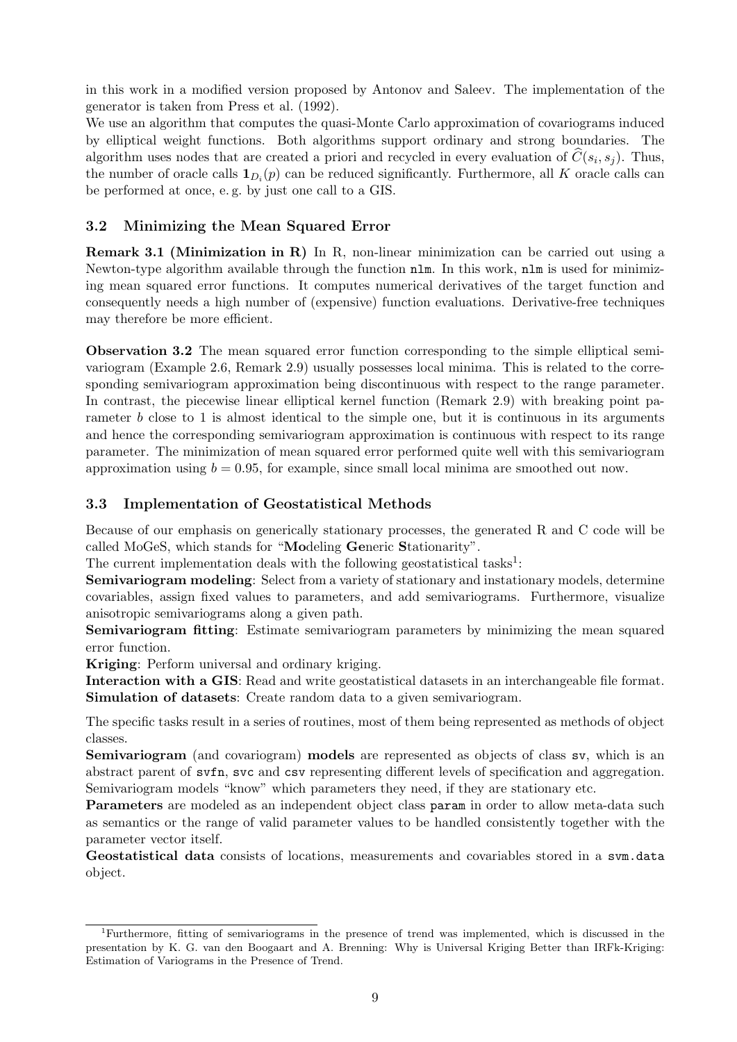in this work in a modified version proposed by Antonov and Saleev. The implementation of the generator is taken from Press et al. (1992).

We use an algorithm that computes the quasi-Monte Carlo approximation of covariograms induced by elliptical weight functions. Both algorithms support ordinary and strong boundaries. The algorithm uses nodes that are created a priori and recycled in every evaluation of $\widehat{C}(s_i, s_j)$. Thus, the number of oracle calls $\mathbf{1}_{D_i}(p)$ can be reduced significantly. Furthermore, all $K$ oracle calls can be performed at once, e. g. by just one call to a GIS.

### 3.2 Minimizing the Mean Squared Error

**Remark 3.1 (Minimization in R)** In R, non-linear minimization can be carried out using a Newton-type algorithm available through the function `nlm`. In this work, `nlm` is used for minimizing mean squared error functions. It computes numerical derivatives of the target function and consequently needs a high number of (expensive) function evaluations. Derivative-free techniques may therefore be more efficient.

**Observation 3.2** The mean squared error function corresponding to the simple elliptical semivariogram (Example 2.6, Remark 2.9) usually possesses local minima. This is related to the corresponding semivariogram approximation being discontinuous with respect to the range parameter. In contrast, the piecewise linear elliptical kernel function (Remark 2.9) with breaking point parameter $b$ close to 1 is almost identical to the simple one, but it is continuous in its arguments and hence the corresponding semivariogram approximation is continuous with respect to its range parameter. The minimization of mean squared error performed quite well with this semivariogram approximation using $b = 0.95$, for example, since small local minima are smoothed out now.

### 3.3 Implementation of Geostatistical Methods

Because of our emphasis on generically stationary processes, the generated R and C code will be called MoGeS, which stands for "**Mo**deling **Ge**neric **S**tationarity".

The current implementation deals with the following geostatistical tasks[1]:

**Semivariogram modeling**: Select from a variety of stationary and instationary models, determine covariables, assign fixed values to parameters, and add semivariograms. Furthermore, visualize anisotropic semivariograms along a given path.

**Semivariogram fitting**: Estimate semivariogram parameters by minimizing the mean squared error function.

**Kriging**: Perform universal and ordinary kriging.

**Interaction with a GIS**: Read and write geostatistical datasets in an interchangeable file format.

**Simulation of datasets**: Create random data to a given semivariogram.

The specific tasks result in a series of routines, most of them being represented as methods of object classes.

**Semivariogram** (and covariogram) **models** are represented as objects of class `sv`, which is an abstract parent of `svfn`, `svc` and `csv` representing different levels of specification and aggregation. Semivariogram models "know" which parameters they need, if they are stationary etc.

**Parameters** are modeled as an independent object class `param` in order to allow meta-data such as semantics or the range of valid parameter values to be handled consistently together with the parameter vector itself.

**Geostatistical data** consists of locations, measurements and covariables stored in a `svm.data` object.

[1] Furthermore, fitting of semivariograms in the presence of trend was implemented, which is discussed in the presentation by K. G. van den Boogaart and A. Brenning: Why is Universal Kriging Better than IRFk-Kriging: Estimation of Variograms in the Presence of Trend.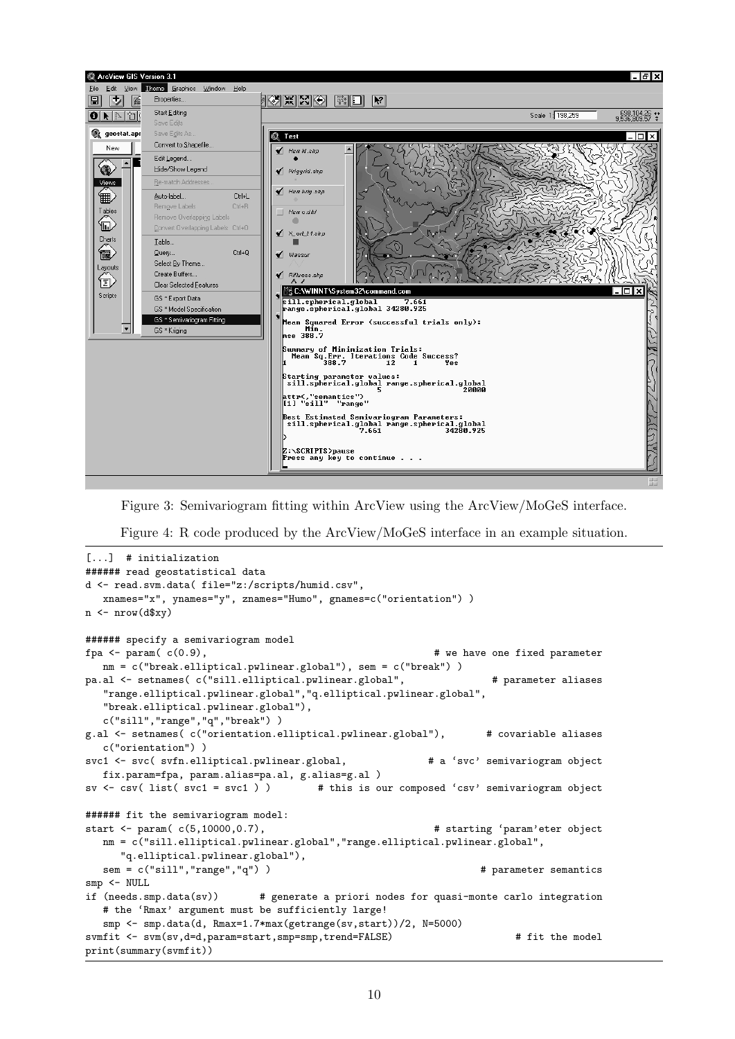Figure 3: Semivariogram fitting within ArcView using the ArcView/MoGeS interface.

Figure 4: R code produced by the ArcView/MoGeS interface in an example situation.

```
[...]  # initialization
###### read geostatistical data
d <- read.svm.data( file="z:/scripts/humid.csv",
   xnames="x", ynames="y", znames="Humo", gnames=c("orientation") )
n <- nrow(d$xy)

###### specify a semivariogram model
fpa <- param( c(0.9),                                       # we have one fixed parameter
   nm = c("break.elliptical.pwlinear.global"), sem = c("break") )
pa.al <- setnames( c("sill.elliptical.pwlinear.global",                # parameter aliases
   "range.elliptical.pwlinear.global","q.elliptical.pwlinear.global",
   "break.elliptical.pwlinear.global"),
   c("sill","range","q","break") )
g.al <- setnames( c("orientation.elliptical.pwlinear.global"),       # covariable aliases
   c("orientation") )
svc1 <- svc( svfn.elliptical.pwlinear.global,              # a 'svc' semivariogram object
   fix.param=fpa, param.alias=pa.al, g.alias=g.al )
sv <- csv( list( svc1 = svc1 ) )        # this is our composed 'csv' semivariogram object

###### fit the semivariogram model:
start <- param( c(5,10000,0.7),                             # starting 'param'eter object
   nm = c("sill.elliptical.pwlinear.global","range.elliptical.pwlinear.global",
      "q.elliptical.pwlinear.global"),
   sem = c("sill","range","q") )                                     # parameter semantics
smp <- NULL
if (needs.smp.data(sv))       # generate a priori nodes for quasi-monte carlo integration
   # the 'Rmax' argument must be sufficiently large!
   smp <- smp.data(d, Rmax=1.7*max(getrange(sv,start))/2, N=5000)
svmfit <- svm(sv,d=d,param=start,smp=smp,trend=FALSE)                      # fit the model
print(summary(svmfit))
```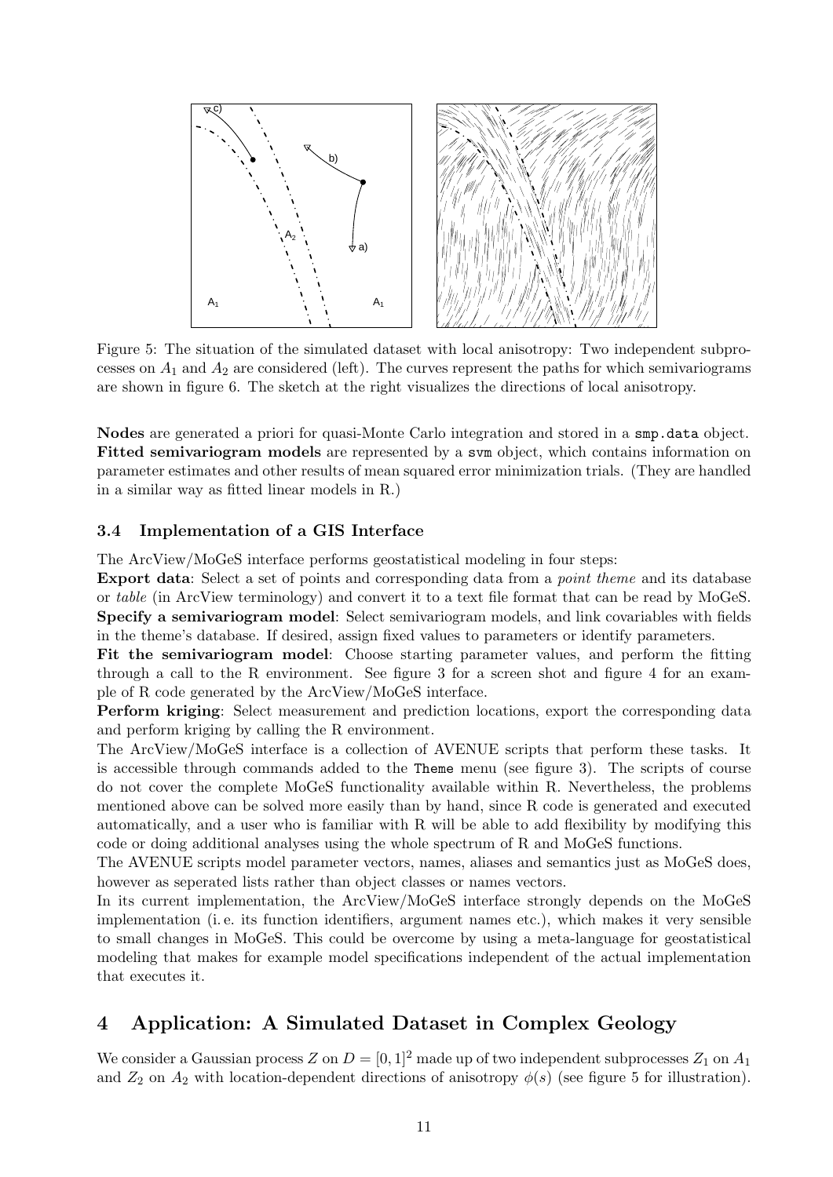c)

b)

$A_2$

a)

$A_1$

$A_1$

Figure 5: The situation of the simulated dataset with local anisotropy: Two independent subprocesses on $A_1$ and $A_2$ are considered (left). The curves represent the paths for which semivariograms are shown in figure 6. The sketch at the right visualizes the directions of local anisotropy.

**Nodes** are generated a priori for quasi-Monte Carlo integration and stored in a `smp.data` object. **Fitted semivariogram models** are represented by a `svm` object, which contains information on parameter estimates and other results of mean squared error minimization trials. (They are handled in a similar way as fitted linear models in R.)

### 3.4 Implementation of a GIS Interface

The ArcView/MoGeS interface performs geostatistical modeling in four steps:

**Export data**: Select a set of points and corresponding data from a *point theme* and its database or *table* (in ArcView terminology) and convert it to a text file format that can be read by MoGeS.

**Specify a semivariogram model**: Select semivariogram models, and link covariables with fields in the theme's database. If desired, assign fixed values to parameters or identify parameters.

**Fit the semivariogram model**: Choose starting parameter values, and perform the fitting through a call to the R environment. See figure 3 for a screen shot and figure 4 for an example of R code generated by the ArcView/MoGeS interface.

**Perform kriging**: Select measurement and prediction locations, export the corresponding data and perform kriging by calling the R environment.

The ArcView/MoGeS interface is a collection of AVENUE scripts that perform these tasks. It is accessible through commands added to the `Theme` menu (see figure 3). The scripts of course do not cover the complete MoGeS functionality available within R. Nevertheless, the problems mentioned above can be solved more easily than by hand, since R code is generated and executed automatically, and a user who is familiar with R will be able to add flexibility by modifying this code or doing additional analyses using the whole spectrum of R and MoGeS functions.

The AVENUE scripts model parameter vectors, names, aliases and semantics just as MoGeS does, however as seperated lists rather than object classes or names vectors.

In its current implementation, the ArcView/MoGeS interface strongly depends on the MoGeS implementation (i. e. its function identifiers, argument names etc.), which makes it very sensible to small changes in MoGeS. This could be overcome by using a meta-language for geostatistical modeling that makes for example model specifications independent of the actual implementation that executes it.

## 4 Application: A Simulated Dataset in Complex Geology

We consider a Gaussian process $Z$ on $D = [0,1]^2$ made up of two independent subprocesses $Z_1$ on $A_1$ and $Z_2$ on $A_2$ with location-dependent directions of anisotropy $\phi(s)$ (see figure 5 for illustration).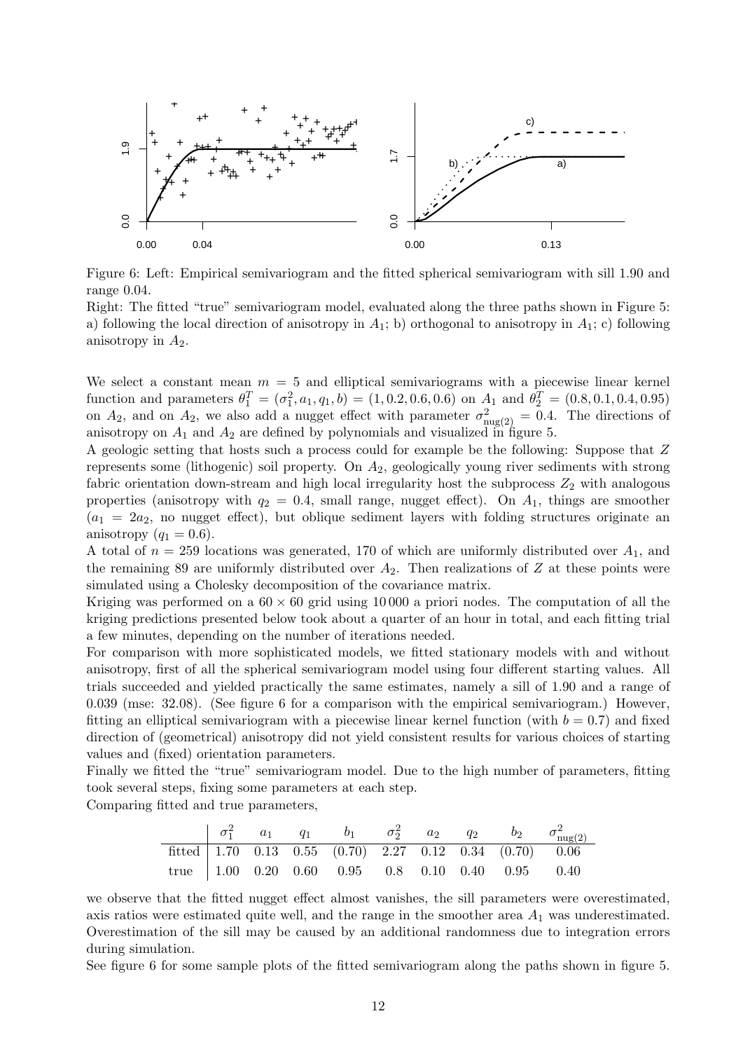0.0
1.9
0.00
0.04

0.0
1.7
0.00
0.13
a)
b)
c)

Figure 6: Left: Empirical semivariogram and the fitted spherical semivariogram with sill 1.90 and range 0.04.
Right: The fitted "true" semivariogram model, evaluated along the three paths shown in Figure 5: a) following the local direction of anisotropy in $A_1$; b) orthogonal to anisotropy in $A_1$; c) following anisotropy in $A_2$.

We select a constant mean $m = 5$ and elliptical semivariograms with a piecewise linear kernel function and parameters $\theta_1^T = (\sigma_1^2, a_1, q_1, b) = (1, 0.2, 0.6, 0.6)$ on $A_1$ and $\theta_2^T = (0.8, 0.1, 0.4, 0.95)$ on $A_2$, and on $A_2$, we also add a nugget effect with parameter $\sigma^2_{\text{nug}(2)} = 0.4$. The directions of anisotropy on $A_1$ and $A_2$ are defined by polynomials and visualized in figure 5.
A geologic setting that hosts such a process could for example be the following: Suppose that $Z$ represents some (lithogenic) soil property. On $A_2$, geologically young river sediments with strong fabric orientation down-stream and high local irregularity host the subprocess $Z_2$ with analogous properties (anisotropy with $q_2 = 0.4$, small range, nugget effect). On $A_1$, things are smoother ($a_1 = 2a_2$, no nugget effect), but oblique sediment layers with folding structures originate an anisotropy ($q_1 = 0.6$).
A total of $n = 259$ locations was generated, 170 of which are uniformly distributed over $A_1$, and the remaining 89 are uniformly distributed over $A_2$. Then realizations of $Z$ at these points were simulated using a Cholesky decomposition of the covariance matrix.
Kriging was performed on a $60 \times 60$ grid using 10 000 a priori nodes. The computation of all the kriging predictions presented below took about a quarter of an hour in total, and each fitting trial a few minutes, depending on the number of iterations needed.
For comparison with more sophisticated models, we fitted stationary models with and without anisotropy, first of all the spherical semivariogram model using four different starting values. All trials succeeded and yielded practically the same estimates, namely a sill of 1.90 and a range of 0.039 (mse: 32.08). (See figure 6 for a comparison with the empirical semivariogram.) However, fitting an elliptical semivariogram with a piecewise linear kernel function (with $b = 0.7$) and fixed direction of (geometrical) anisotropy did not yield consistent results for various choices of starting values and (fixed) orientation parameters.
Finally we fitted the "true" semivariogram model. Due to the high number of parameters, fitting took several steps, fixing some parameters at each step.
Comparing fitted and true parameters,

| | $\sigma_1^2$ | $a_1$ | $q_1$ | $b_1$ | $\sigma_2^2$ | $a_2$ | $q_2$ | $b_2$ | $\sigma^2_{\text{nug}(2)}$ |
|---|---|---|---|---|---|---|---|---|---|
| fitted | 1.70 | 0.13 | 0.55 | (0.70) | 2.27 | 0.12 | 0.34 | (0.70) | 0.06 |
| true | 1.00 | 0.20 | 0.60 | 0.95 | 0.8 | 0.10 | 0.40 | 0.95 | 0.40 |

we observe that the fitted nugget effect almost vanishes, the sill parameters were overestimated, axis ratios were estimated quite well, and the range in the smoother area $A_1$ was underestimated. Overestimation of the sill may be caused by an additional randomness due to integration errors during simulation.
See figure 6 for some sample plots of the fitted semivariogram along the paths shown in figure 5.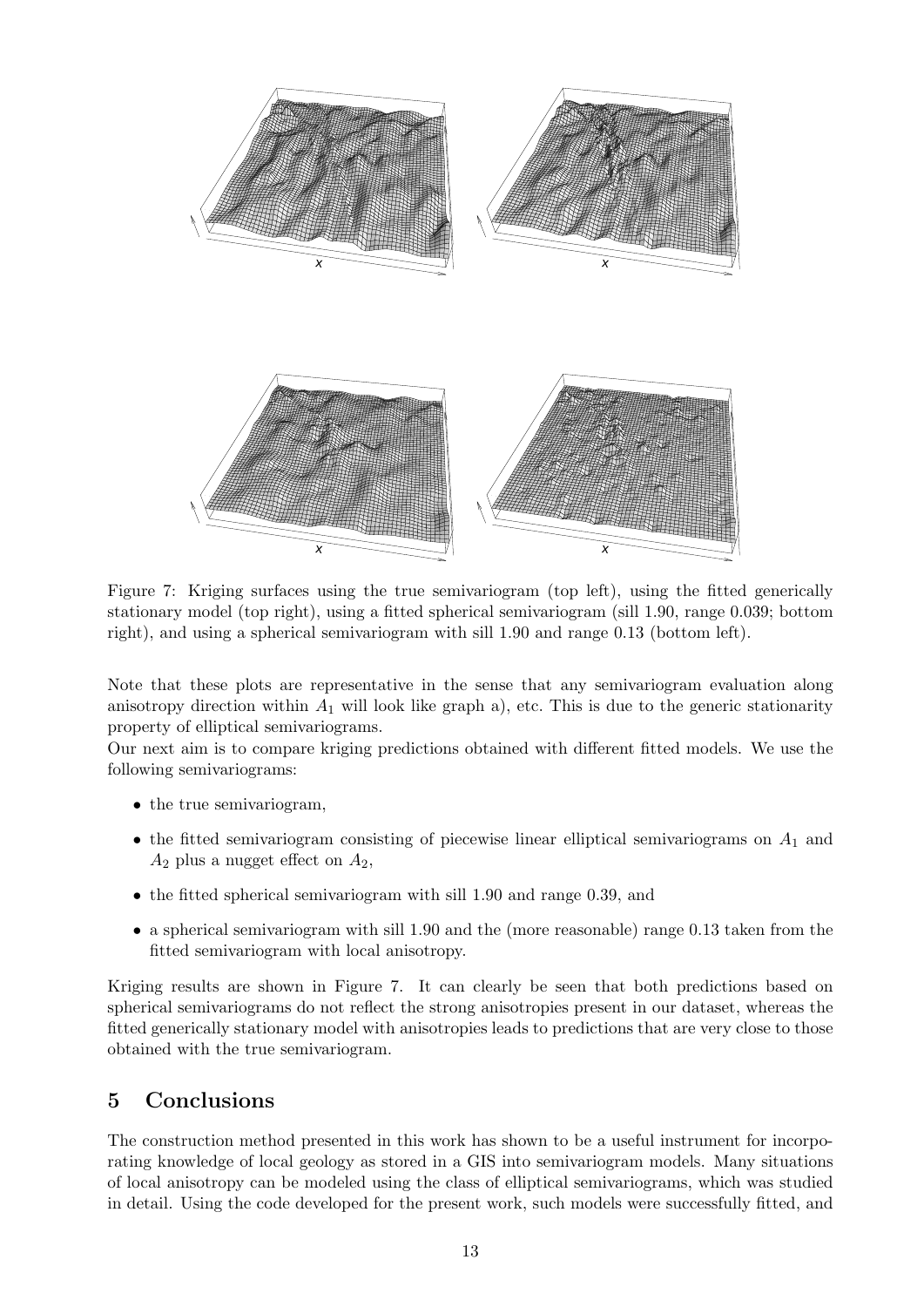x

x

x

x

Figure 7: Kriging surfaces using the true semivariogram (top left), using the fitted generically stationary model (top right), using a fitted spherical semivariogram (sill 1.90, range 0.039; bottom right), and using a spherical semivariogram with sill 1.90 and range 0.13 (bottom left).

Note that these plots are representative in the sense that any semivariogram evaluation along anisotropy direction within $A_1$ will look like graph a), etc. This is due to the generic stationarity property of elliptical semivariograms.

Our next aim is to compare kriging predictions obtained with different fitted models. We use the following semivariograms:

- the true semivariogram,
- the fitted semivariogram consisting of piecewise linear elliptical semivariograms on $A_1$ and $A_2$ plus a nugget effect on $A_2$,
- the fitted spherical semivariogram with sill 1.90 and range 0.39, and
- a spherical semivariogram with sill 1.90 and the (more reasonable) range 0.13 taken from the fitted semivariogram with local anisotropy.

Kriging results are shown in Figure 7. It can clearly be seen that both predictions based on spherical semivariograms do not reflect the strong anisotropies present in our dataset, whereas the fitted generically stationary model with anisotropies leads to predictions that are very close to those obtained with the true semivariogram.

## 5 Conclusions

The construction method presented in this work has shown to be a useful instrument for incorporating knowledge of local geology as stored in a GIS into semivariogram models. Many situations of local anisotropy can be modeled using the class of elliptical semivariograms, which was studied in detail. Using the code developed for the present work, such models were successfully fitted, and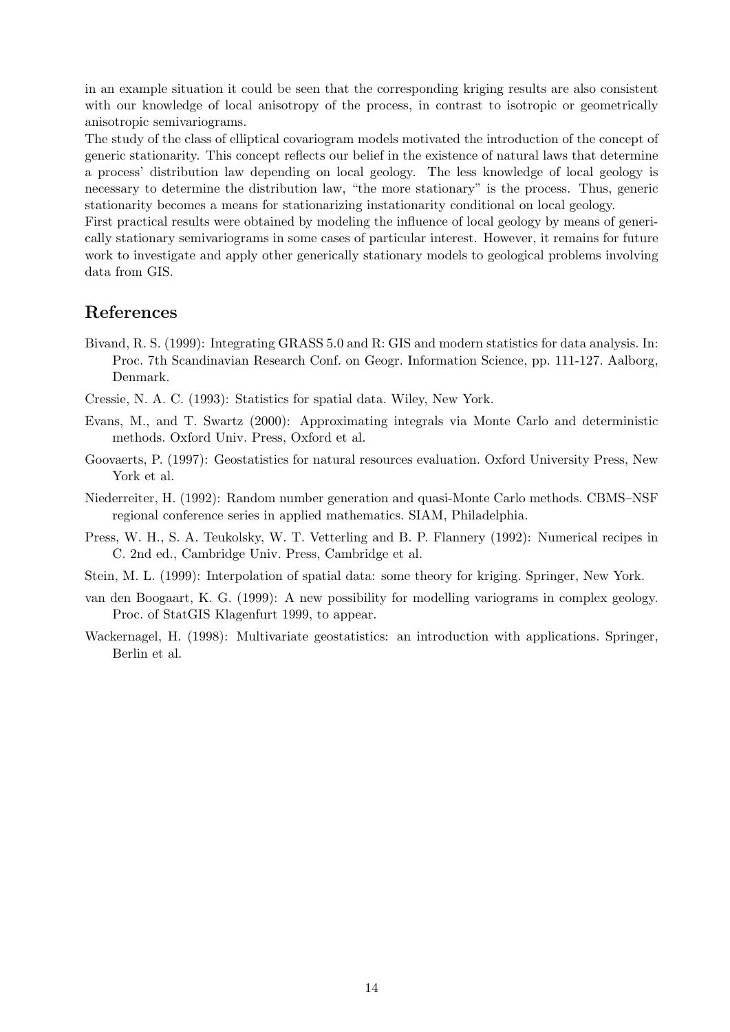in an example situation it could be seen that the corresponding kriging results are also consistent with our knowledge of local anisotropy of the process, in contrast to isotropic or geometrically anisotropic semivariograms.

The study of the class of elliptical covariogram models motivated the introduction of the concept of generic stationarity. This concept reflects our belief in the existence of natural laws that determine a process' distribution law depending on local geology. The less knowledge of local geology is necessary to determine the distribution law, "the more stationary" is the process. Thus, generic stationarity becomes a means for stationarizing instationarity conditional on local geology.

First practical results were obtained by modeling the influence of local geology by means of generically stationary semivariograms in some cases of particular interest. However, it remains for future work to investigate and apply other generically stationary models to geological problems involving data from GIS.

## References

Bivand, R. S. (1999): Integrating GRASS 5.0 and R: GIS and modern statistics for data analysis. In: Proc. 7th Scandinavian Research Conf. on Geogr. Information Science, pp. 111-127. Aalborg, Denmark.

Cressie, N. A. C. (1993): Statistics for spatial data. Wiley, New York.

Evans, M., and T. Swartz (2000): Approximating integrals via Monte Carlo and deterministic methods. Oxford Univ. Press, Oxford et al.

Goovaerts, P. (1997): Geostatistics for natural resources evaluation. Oxford University Press, New York et al.

Niederreiter, H. (1992): Random number generation and quasi-Monte Carlo methods. CBMS–NSF regional conference series in applied mathematics. SIAM, Philadelphia.

Press, W. H., S. A. Teukolsky, W. T. Vetterling and B. P. Flannery (1992): Numerical recipes in C. 2nd ed., Cambridge Univ. Press, Cambridge et al.

Stein, M. L. (1999): Interpolation of spatial data: some theory for kriging. Springer, New York.

van den Boogaart, K. G. (1999): A new possibility for modelling variograms in complex geology. Proc. of StatGIS Klagenfurt 1999, to appear.

Wackernagel, H. (1998): Multivariate geostatistics: an introduction with applications. Springer, Berlin et al.